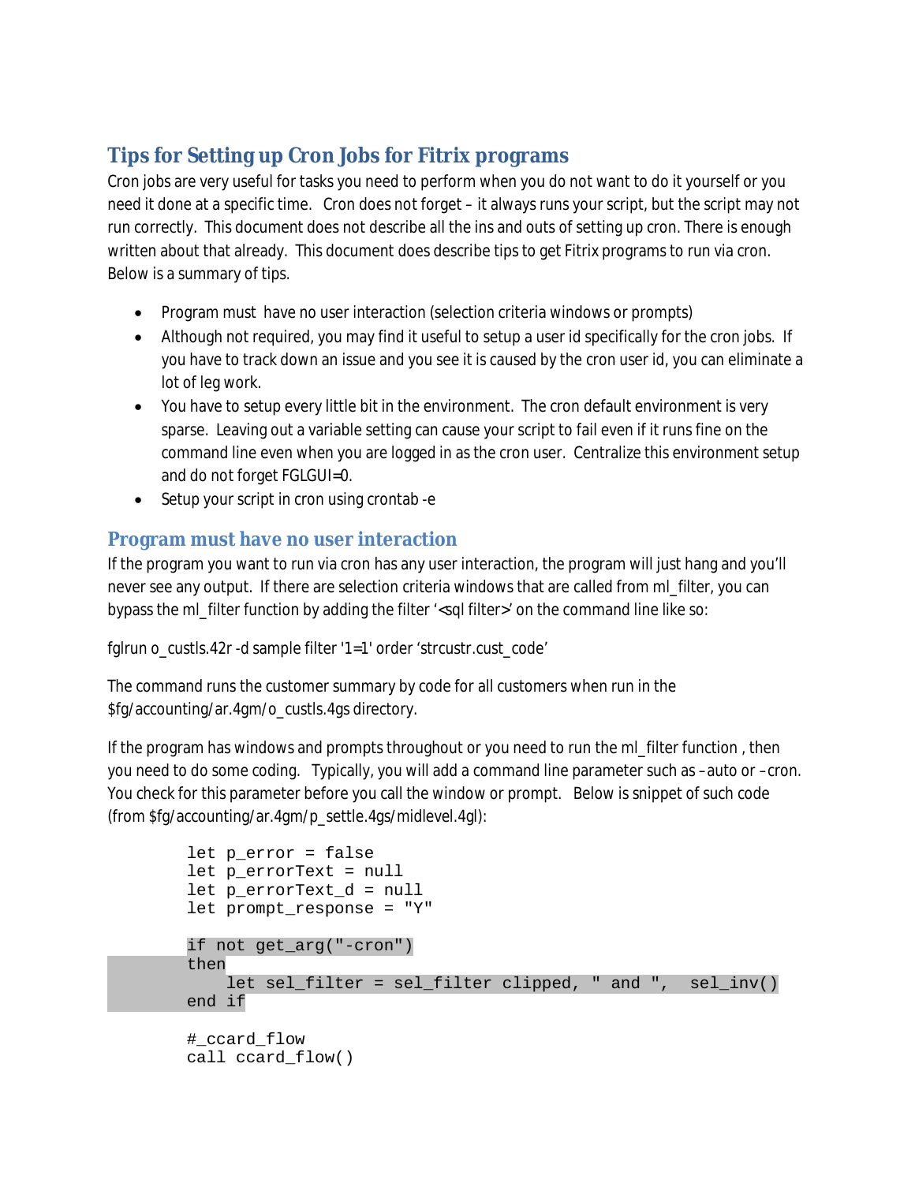## Tips for Setting up Cron Jobs for Fitrix programs

Cron jobs are very useful for tasks you need to perform when you do not want to do it yourself or you need it done at a specific time. Cron does not forget – it always runs your script, but the script may not run correctly. This document does not describe all the ins and outs of setting up cron. There is enough written about that already. This document does describe tips to get Fitrix programs to run via cron. Below is a summary of tips.

- Program must have no user interaction (selection criteria windows or prompts)
- Although not required, you may find it useful to setup a user id specifically for the cron jobs. If you have to track down an issue and you see it is caused by the cron user id, you can eliminate a lot of leg work.
- You have to setup every little bit in the environment. The cron default environment is very sparse. Leaving out a variable setting can cause your script to fail even if it runs fine on the command line even when you are logged in as the cron user. Centralize this environment setup and do not forget FGLGUI=0.
- Setup your script in cron using crontab -e

### Program must have no user interaction

If the program you want to run via cron has any user interaction, the program will just hang and you'll never see any output. If there are selection criteria windows that are called from ml_filter, you can bypass the ml_filter function by adding the filter '<sql filter>' on the command line like so:

fglrun o_custls.42r -d sample filter '1=1' order 'strcustr.cust_code'

The command runs the customer summary by code for all customers when run in the $fg/accounting/ar.4gm/o_custls.4gs directory.

If the program has windows and prompts throughout or you need to run the ml_filter function , then you need to do some coding. Typically, you will add a command line parameter such as –auto or –cron. You check for this parameter before you call the window or prompt. Below is snippet of such code (from $fg/accounting/ar.4gm/p_settle.4gs/midlevel.4gl):

```
let p_error = false
let p_errorText = null
let p_errorText_d = null
let prompt_response = "Y"

if not get_arg("-cron")
then
    let sel_filter = sel_filter clipped, " and ",  sel_inv()
end if

#_ccard_flow
call ccard_flow()
```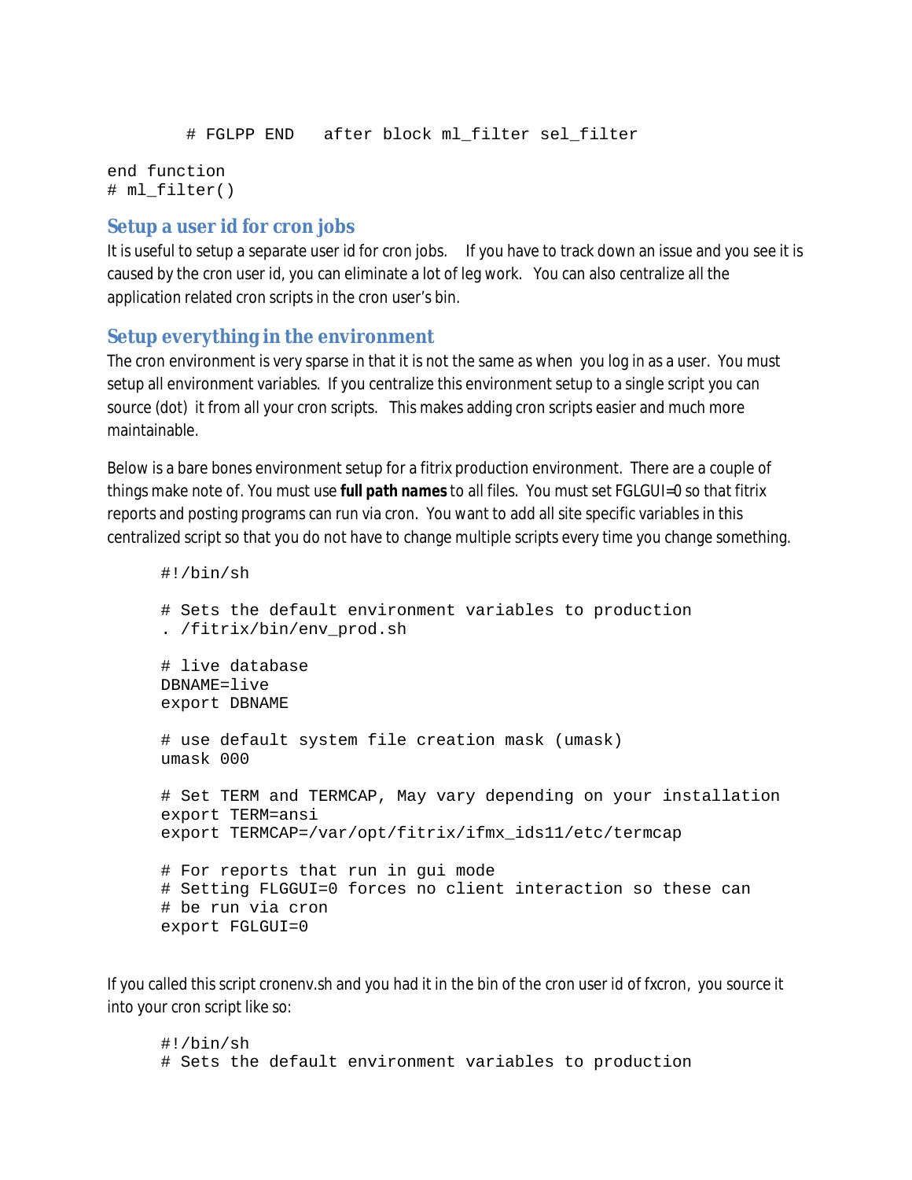```
        # FGLPP END   after block ml_filter sel_filter

end function
# ml_filter()
```

## Setup a user id for cron jobs

It is useful to setup a separate user id for cron jobs. If you have to track down an issue and you see it is caused by the cron user id, you can eliminate a lot of leg work. You can also centralize all the application related cron scripts in the cron user's bin.

## Setup everything in the environment

The cron environment is very sparse in that it is not the same as when you log in as a user. You must setup all environment variables. If you centralize this environment setup to a single script you can source (dot) it from all your cron scripts. This makes adding cron scripts easier and much more maintainable.

Below is a bare bones environment setup for a fitrix production environment. There are a couple of things make note of. You must use **full path names** to all files. You must set FGLGUI=0 so that fitrix reports and posting programs can run via cron. You want to add all site specific variables in this centralized script so that you do not have to change multiple scripts every time you change something.

```
#!/bin/sh

# Sets the default environment variables to production
. /fitrix/bin/env_prod.sh

# live database
DBNAME=live
export DBNAME

# use default system file creation mask (umask)
umask 000

# Set TERM and TERMCAP, May vary depending on your installation
export TERM=ansi
export TERMCAP=/var/opt/fitrix/ifmx_ids11/etc/termcap

# For reports that run in gui mode
# Setting FLGGUI=0 forces no client interaction so these can
# be run via cron
export FGLGUI=0
```

If you called this script cronenv.sh and you had it in the bin of the cron user id of fxcron, you source it into your cron script like so:

```
#!/bin/sh
# Sets the default environment variables to production
```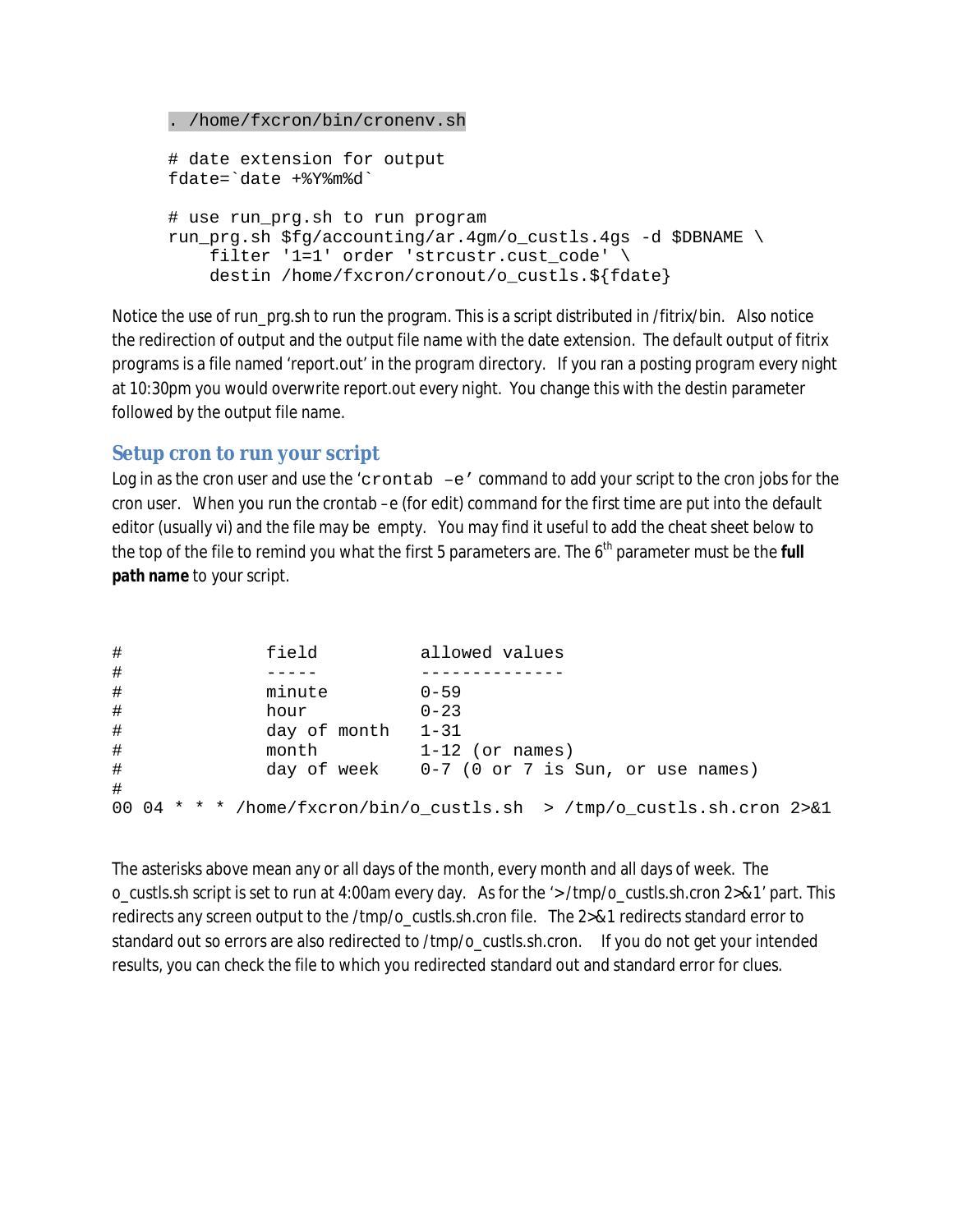```
. /home/fxcron/bin/cronenv.sh

# date extension for output
fdate=`date +%Y%m%d`

# use run_prg.sh to run program
run_prg.sh $fg/accounting/ar.4gm/o_custls.4gs -d $DBNAME \
    filter '1=1' order 'strcustr.cust_code' \
    destin /home/fxcron/cronout/o_custls.${fdate}
```

Notice the use of run_prg.sh to run the program. This is a script distributed in /fitrix/bin. Also notice the redirection of output and the output file name with the date extension. The default output of fitrix programs is a file named 'report.out' in the program directory. If you ran a posting program every night at 10:30pm you would overwrite report.out every night. You change this with the destin parameter followed by the output file name.

## Setup cron to run your script

Log in as the cron user and use the '`crontab -e`' command to add your script to the cron jobs for the cron user. When you run the crontab –e (for edit) command for the first time are put into the default editor (usually vi) and the file may be empty. You may find it useful to add the cheat sheet below to the top of the file to remind you what the first 5 parameters are. The 6th parameter must be the **full path name** to your script.

```
#              field          allowed values
#              -----          --------------
#              minute         0-59
#              hour           0-23
#              day of month   1-31
#              month          1-12 (or names)
#              day of week    0-7 (0 or 7 is Sun, or use names)
#
00 04 * * * /home/fxcron/bin/o_custls.sh  > /tmp/o_custls.sh.cron 2>&1
```

The asterisks above mean any or all days of the month, every month and all days of week. The o_custls.sh script is set to run at 4:00am every day. As for the '>/tmp/o_custls.sh.cron 2>&1' part. This redirects any screen output to the /tmp/o_custls.sh.cron file. The 2>&1 redirects standard error to standard out so errors are also redirected to /tmp/o_custls.sh.cron. If you do not get your intended results, you can check the file to which you redirected standard out and standard error for clues.